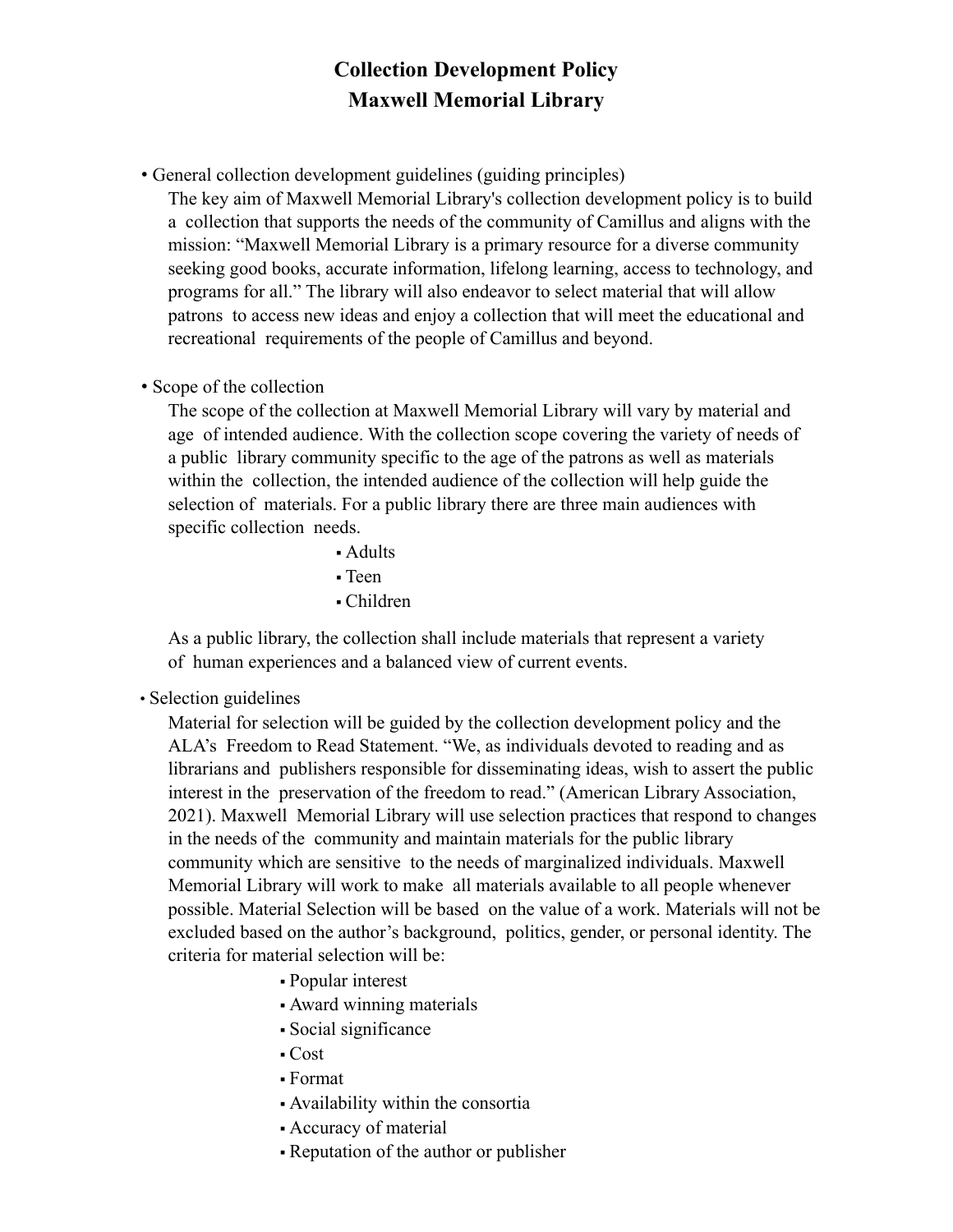# Collection Development Policy
# Maxwell Memorial Library

- General collection development guidelines (guiding principles)

  The key aim of Maxwell Memorial Library's collection development policy is to build a collection that supports the needs of the community of Camillus and aligns with the mission: "Maxwell Memorial Library is a primary resource for a diverse community seeking good books, accurate information, lifelong learning, access to technology, and programs for all." The library will also endeavor to select material that will allow patrons to access new ideas and enjoy a collection that will meet the educational and recreational requirements of the people of Camillus and beyond.

- Scope of the collection

  The scope of the collection at Maxwell Memorial Library will vary by material and age of intended audience. With the collection scope covering the variety of needs of a public library community specific to the age of the patrons as well as materials within the collection, the intended audience of the collection will help guide the selection of materials. For a public library there are three main audiences with specific collection needs.

  - Adults
  - Teen
  - Children

  As a public library, the collection shall include materials that represent a variety of human experiences and a balanced view of current events.

- Selection guidelines

  Material for selection will be guided by the collection development policy and the ALA's Freedom to Read Statement. "We, as individuals devoted to reading and as librarians and publishers responsible for disseminating ideas, wish to assert the public interest in the preservation of the freedom to read." (American Library Association, 2021). Maxwell Memorial Library will use selection practices that respond to changes in the needs of the community and maintain materials for the public library community which are sensitive to the needs of marginalized individuals. Maxwell Memorial Library will work to make all materials available to all people whenever possible. Material Selection will be based on the value of a work. Materials will not be excluded based on the author's background, politics, gender, or personal identity. The criteria for material selection will be:

  - Popular interest
  - Award winning materials
  - Social significance
  - Cost
  - Format
  - Availability within the consortia
  - Accuracy of material
  - Reputation of the author or publisher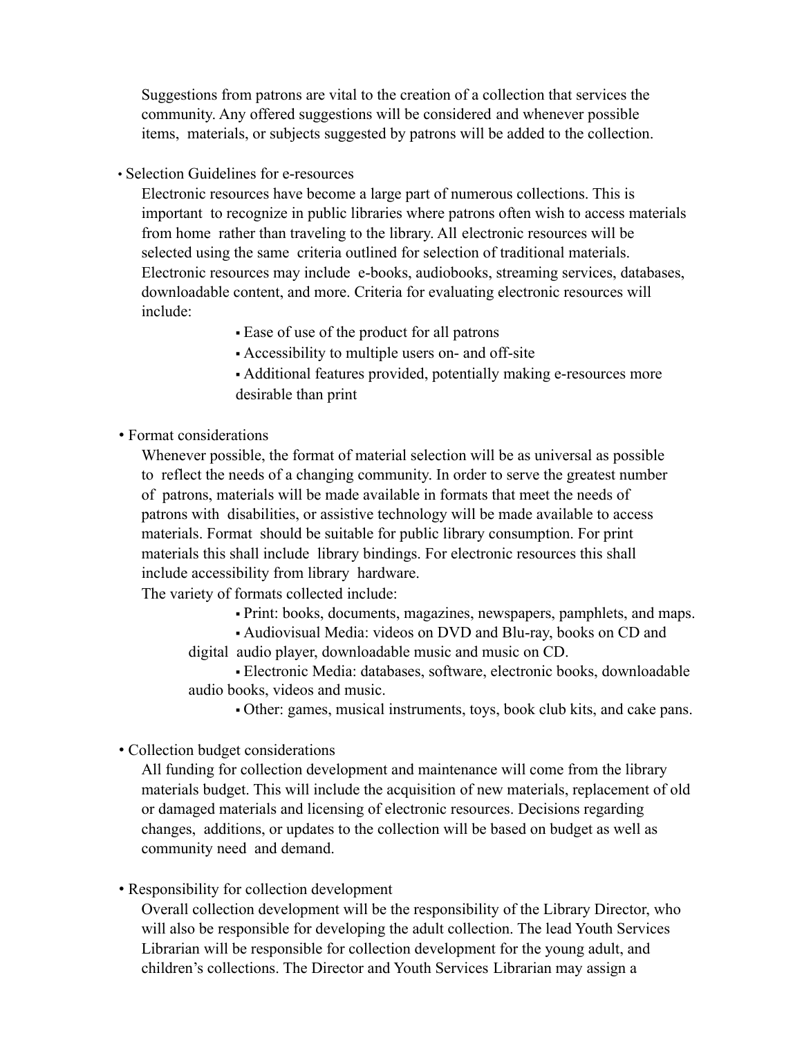Suggestions from patrons are vital to the creation of a collection that services the community. Any offered suggestions will be considered and whenever possible items, materials, or subjects suggested by patrons will be added to the collection.

- Selection Guidelines for e-resources

  Electronic resources have become a large part of numerous collections. This is important to recognize in public libraries where patrons often wish to access materials from home rather than traveling to the library. All electronic resources will be selected using the same criteria outlined for selection of traditional materials. Electronic resources may include e-books, audiobooks, streaming services, databases, downloadable content, and more. Criteria for evaluating electronic resources will include:

  - Ease of use of the product for all patrons
  - Accessibility to multiple users on- and off-site
  - Additional features provided, potentially making e-resources more desirable than print

- Format considerations

  Whenever possible, the format of material selection will be as universal as possible to reflect the needs of a changing community. In order to serve the greatest number of patrons, materials will be made available in formats that meet the needs of patrons with disabilities, or assistive technology will be made available to access materials. Format should be suitable for public library consumption. For print materials this shall include library bindings. For electronic resources this shall include accessibility from library hardware.

  The variety of formats collected include:

  - Print: books, documents, magazines, newspapers, pamphlets, and maps.
  - Audiovisual Media: videos on DVD and Blu-ray, books on CD and digital audio player, downloadable music and music on CD.
  - Electronic Media: databases, software, electronic books, downloadable audio books, videos and music.
  - Other: games, musical instruments, toys, book club kits, and cake pans.

- Collection budget considerations

  All funding for collection development and maintenance will come from the library materials budget. This will include the acquisition of new materials, replacement of old or damaged materials and licensing of electronic resources. Decisions regarding changes, additions, or updates to the collection will be based on budget as well as community need and demand.

- Responsibility for collection development

  Overall collection development will be the responsibility of the Library Director, who will also be responsible for developing the adult collection. The lead Youth Services Librarian will be responsible for collection development for the young adult, and children's collections. The Director and Youth Services Librarian may assign a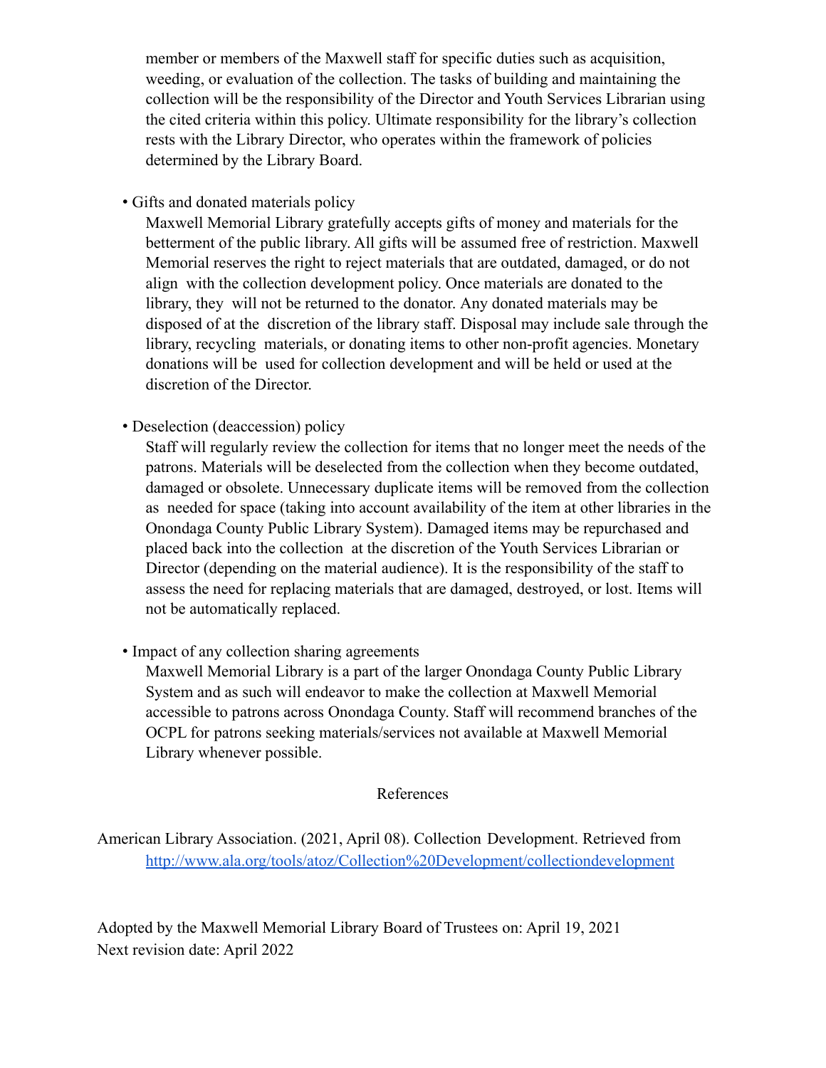member or members of the Maxwell staff for specific duties such as acquisition, weeding, or evaluation of the collection. The tasks of building and maintaining the collection will be the responsibility of the Director and Youth Services Librarian using the cited criteria within this policy. Ultimate responsibility for the library's collection rests with the Library Director, who operates within the framework of policies determined by the Library Board.

- Gifts and donated materials policy

  Maxwell Memorial Library gratefully accepts gifts of money and materials for the betterment of the public library. All gifts will be assumed free of restriction. Maxwell Memorial reserves the right to reject materials that are outdated, damaged, or do not align with the collection development policy. Once materials are donated to the library, they will not be returned to the donator. Any donated materials may be disposed of at the discretion of the library staff. Disposal may include sale through the library, recycling materials, or donating items to other non-profit agencies. Monetary donations will be used for collection development and will be held or used at the discretion of the Director.

- Deselection (deaccession) policy

  Staff will regularly review the collection for items that no longer meet the needs of the patrons. Materials will be deselected from the collection when they become outdated, damaged or obsolete. Unnecessary duplicate items will be removed from the collection as needed for space (taking into account availability of the item at other libraries in the Onondaga County Public Library System). Damaged items may be repurchased and placed back into the collection at the discretion of the Youth Services Librarian or Director (depending on the material audience). It is the responsibility of the staff to assess the need for replacing materials that are damaged, destroyed, or lost. Items will not be automatically replaced.

- Impact of any collection sharing agreements

  Maxwell Memorial Library is a part of the larger Onondaga County Public Library System and as such will endeavor to make the collection at Maxwell Memorial accessible to patrons across Onondaga County. Staff will recommend branches of the OCPL for patrons seeking materials/services not available at Maxwell Memorial Library whenever possible.

## References

American Library Association. (2021, April 08). Collection Development. Retrieved from http://www.ala.org/tools/atoz/Collection%20Development/collectiondevelopment

Adopted by the Maxwell Memorial Library Board of Trustees on: April 19, 2021
Next revision date: April 2022